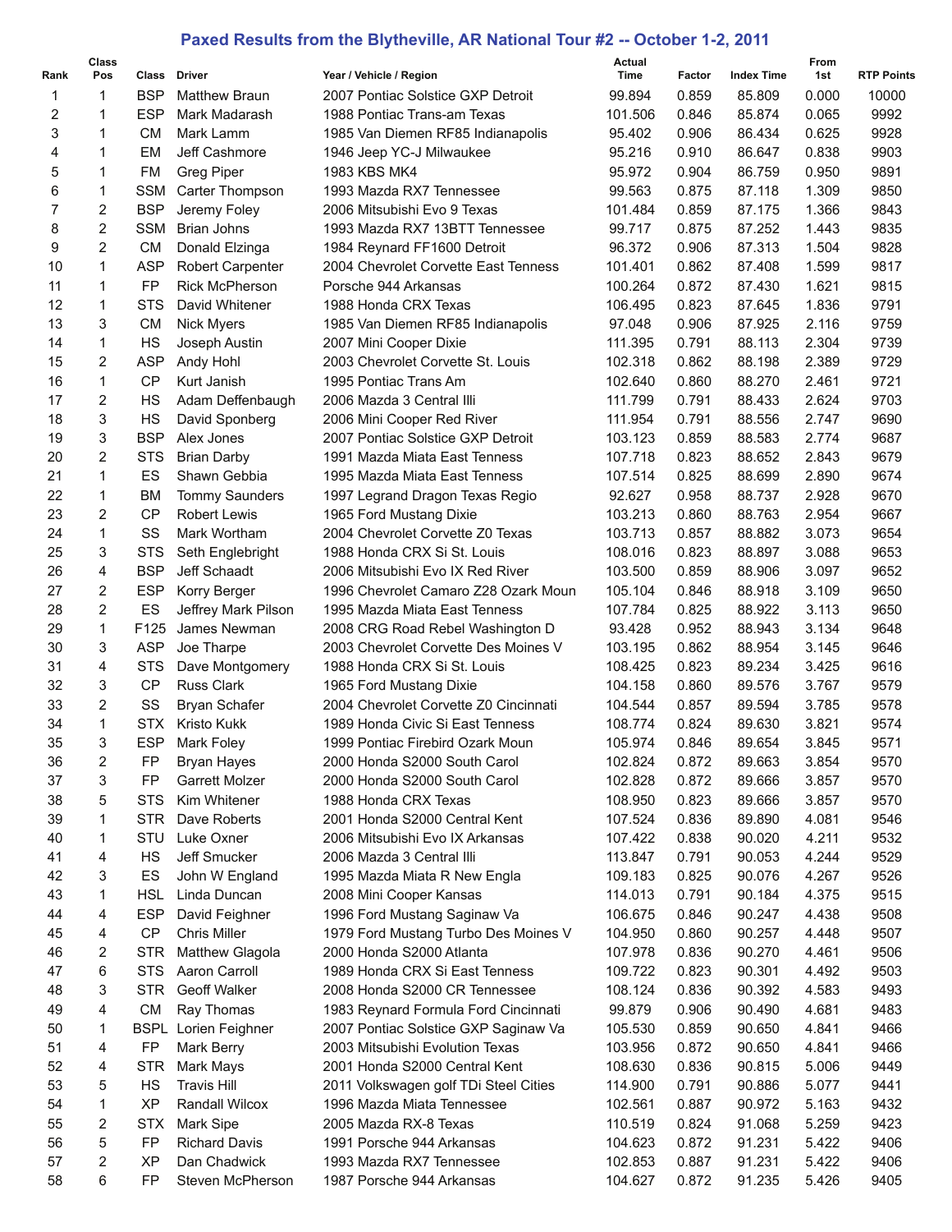# Paxed Results from the Blytheville, AR National Tour #2 -- October 1-2, 2011

| Rank | Class Pos | Class | Driver | Year / Vehicle / Region | Actual Time | Factor | Index Time | From 1st | RTP Points |
|---|---|---|---|---|---|---|---|---|---|
| 1 | 1 | BSP | Matthew Braun | 2007 Pontiac Solstice GXP Detroit | 99.894 | 0.859 | 85.809 | 0.000 | 10000 |
| 2 | 1 | ESP | Mark Madarash | 1988 Pontiac Trans-am Texas | 101.506 | 0.846 | 85.874 | 0.065 | 9992 |
| 3 | 1 | CM | Mark Lamm | 1985 Van Diemen RF85 Indianapolis | 95.402 | 0.906 | 86.434 | 0.625 | 9928 |
| 4 | 1 | EM | Jeff Cashmore | 1946 Jeep YC-J Milwaukee | 95.216 | 0.910 | 86.647 | 0.838 | 9903 |
| 5 | 1 | FM | Greg Piper | 1983 KBS MK4 | 95.972 | 0.904 | 86.759 | 0.950 | 9891 |
| 6 | 1 | SSM | Carter Thompson | 1993 Mazda RX7 Tennessee | 99.563 | 0.875 | 87.118 | 1.309 | 9850 |
| 7 | 2 | BSP | Jeremy Foley | 2006 Mitsubishi Evo 9 Texas | 101.484 | 0.859 | 87.175 | 1.366 | 9843 |
| 8 | 2 | SSM | Brian Johns | 1993 Mazda RX7 13BTT Tennessee | 99.717 | 0.875 | 87.252 | 1.443 | 9835 |
| 9 | 2 | CM | Donald Elzinga | 1984 Reynard FF1600 Detroit | 96.372 | 0.906 | 87.313 | 1.504 | 9828 |
| 10 | 1 | ASP | Robert Carpenter | 2004 Chevrolet Corvette East Tenness | 101.401 | 0.862 | 87.408 | 1.599 | 9817 |
| 11 | 1 | FP | Rick McPherson | Porsche 944 Arkansas | 100.264 | 0.872 | 87.430 | 1.621 | 9815 |
| 12 | 1 | STS | David Whitener | 1988 Honda CRX Texas | 106.495 | 0.823 | 87.645 | 1.836 | 9791 |
| 13 | 3 | CM | Nick Myers | 1985 Van Diemen RF85 Indianapolis | 97.048 | 0.906 | 87.925 | 2.116 | 9759 |
| 14 | 1 | HS | Joseph Austin | 2007 Mini Cooper Dixie | 111.395 | 0.791 | 88.113 | 2.304 | 9739 |
| 15 | 2 | ASP | Andy Hohl | 2003 Chevrolet Corvette St. Louis | 102.318 | 0.862 | 88.198 | 2.389 | 9729 |
| 16 | 1 | CP | Kurt Janish | 1995 Pontiac Trans Am | 102.640 | 0.860 | 88.270 | 2.461 | 9721 |
| 17 | 2 | HS | Adam Deffenbaugh | 2006 Mazda 3 Central Illi | 111.799 | 0.791 | 88.433 | 2.624 | 9703 |
| 18 | 3 | HS | David Sponberg | 2006 Mini Cooper Red River | 111.954 | 0.791 | 88.556 | 2.747 | 9690 |
| 19 | 3 | BSP | Alex Jones | 2007 Pontiac Solstice GXP Detroit | 103.123 | 0.859 | 88.583 | 2.774 | 9687 |
| 20 | 2 | STS | Brian Darby | 1991 Mazda Miata East Tenness | 107.718 | 0.823 | 88.652 | 2.843 | 9679 |
| 21 | 1 | ES | Shawn Gebbia | 1995 Mazda Miata East Tenness | 107.514 | 0.825 | 88.699 | 2.890 | 9674 |
| 22 | 1 | BM | Tommy Saunders | 1997 Legrand Dragon Texas Regio | 92.627 | 0.958 | 88.737 | 2.928 | 9670 |
| 23 | 2 | CP | Robert Lewis | 1965 Ford Mustang Dixie | 103.213 | 0.860 | 88.763 | 2.954 | 9667 |
| 24 | 1 | SS | Mark Wortham | 2004 Chevrolet Corvette Z0 Texas | 103.713 | 0.857 | 88.882 | 3.073 | 9654 |
| 25 | 3 | STS | Seth Englebright | 1988 Honda CRX Si St. Louis | 108.016 | 0.823 | 88.897 | 3.088 | 9653 |
| 26 | 4 | BSP | Jeff Schaadt | 2006 Mitsubishi Evo IX Red River | 103.500 | 0.859 | 88.906 | 3.097 | 9652 |
| 27 | 2 | ESP | Korry Berger | 1996 Chevrolet Camaro Z28 Ozark Moun | 105.104 | 0.846 | 88.918 | 3.109 | 9650 |
| 28 | 2 | ES | Jeffrey Mark Pilson | 1995 Mazda Miata East Tenness | 107.784 | 0.825 | 88.922 | 3.113 | 9650 |
| 29 | 1 | F125 | James Newman | 2008 CRG Road Rebel Washington D | 93.428 | 0.952 | 88.943 | 3.134 | 9648 |
| 30 | 3 | ASP | Joe Tharpe | 2003 Chevrolet Corvette Des Moines V | 103.195 | 0.862 | 88.954 | 3.145 | 9646 |
| 31 | 4 | STS | Dave Montgomery | 1988 Honda CRX Si St. Louis | 108.425 | 0.823 | 89.234 | 3.425 | 9616 |
| 32 | 3 | CP | Russ Clark | 1965 Ford Mustang Dixie | 104.158 | 0.860 | 89.576 | 3.767 | 9579 |
| 33 | 2 | SS | Bryan Schafer | 2004 Chevrolet Corvette Z0 Cincinnati | 104.544 | 0.857 | 89.594 | 3.785 | 9578 |
| 34 | 1 | STX | Kristo Kukk | 1989 Honda Civic Si East Tenness | 108.774 | 0.824 | 89.630 | 3.821 | 9574 |
| 35 | 3 | ESP | Mark Foley | 1999 Pontiac Firebird Ozark Moun | 105.974 | 0.846 | 89.654 | 3.845 | 9571 |
| 36 | 2 | FP | Bryan Hayes | 2000 Honda S2000 South Carol | 102.824 | 0.872 | 89.663 | 3.854 | 9570 |
| 37 | 3 | FP | Garrett Molzer | 2000 Honda S2000 South Carol | 102.828 | 0.872 | 89.666 | 3.857 | 9570 |
| 38 | 5 | STS | Kim Whitener | 1988 Honda CRX Texas | 108.950 | 0.823 | 89.666 | 3.857 | 9570 |
| 39 | 1 | STR | Dave Roberts | 2001 Honda S2000 Central Kent | 107.524 | 0.836 | 89.890 | 4.081 | 9546 |
| 40 | 1 | STU | Luke Oxner | 2006 Mitsubishi Evo IX Arkansas | 107.422 | 0.838 | 90.020 | 4.211 | 9532 |
| 41 | 4 | HS | Jeff Smucker | 2006 Mazda 3 Central Illi | 113.847 | 0.791 | 90.053 | 4.244 | 9529 |
| 42 | 3 | ES | John W England | 1995 Mazda Miata R New Engla | 109.183 | 0.825 | 90.076 | 4.267 | 9526 |
| 43 | 1 | HSL | Linda Duncan | 2008 Mini Cooper Kansas | 114.013 | 0.791 | 90.184 | 4.375 | 9515 |
| 44 | 4 | ESP | David Feighner | 1996 Ford Mustang Saginaw Va | 106.675 | 0.846 | 90.247 | 4.438 | 9508 |
| 45 | 4 | CP | Chris Miller | 1979 Ford Mustang Turbo Des Moines V | 104.950 | 0.860 | 90.257 | 4.448 | 9507 |
| 46 | 2 | STR | Matthew Glagola | 2000 Honda S2000 Atlanta | 107.978 | 0.836 | 90.270 | 4.461 | 9506 |
| 47 | 6 | STS | Aaron Carroll | 1989 Honda CRX Si East Tenness | 109.722 | 0.823 | 90.301 | 4.492 | 9503 |
| 48 | 3 | STR | Geoff Walker | 2008 Honda S2000 CR Tennessee | 108.124 | 0.836 | 90.392 | 4.583 | 9493 |
| 49 | 4 | CM | Ray Thomas | 1983 Reynard Formula Ford Cincinnati | 99.879 | 0.906 | 90.490 | 4.681 | 9483 |
| 50 | 1 | BSPL | Lorien Feighner | 2007 Pontiac Solstice GXP Saginaw Va | 105.530 | 0.859 | 90.650 | 4.841 | 9466 |
| 51 | 4 | FP | Mark Berry | 2003 Mitsubishi Evolution Texas | 103.956 | 0.872 | 90.650 | 4.841 | 9466 |
| 52 | 4 | STR | Mark Mays | 2001 Honda S2000 Central Kent | 108.630 | 0.836 | 90.815 | 5.006 | 9449 |
| 53 | 5 | HS | Travis Hill | 2011 Volkswagen golf TDi Steel Cities | 114.900 | 0.791 | 90.886 | 5.077 | 9441 |
| 54 | 1 | XP | Randall Wilcox | 1996 Mazda Miata Tennessee | 102.561 | 0.887 | 90.972 | 5.163 | 9432 |
| 55 | 2 | STX | Mark Sipe | 2005 Mazda RX-8 Texas | 110.519 | 0.824 | 91.068 | 5.259 | 9423 |
| 56 | 5 | FP | Richard Davis | 1991 Porsche 944 Arkansas | 104.623 | 0.872 | 91.231 | 5.422 | 9406 |
| 57 | 2 | XP | Dan Chadwick | 1993 Mazda RX7 Tennessee | 102.853 | 0.887 | 91.231 | 5.422 | 9406 |
| 58 | 6 | FP | Steven McPherson | 1987 Porsche 944 Arkansas | 104.627 | 0.872 | 91.235 | 5.426 | 9405 |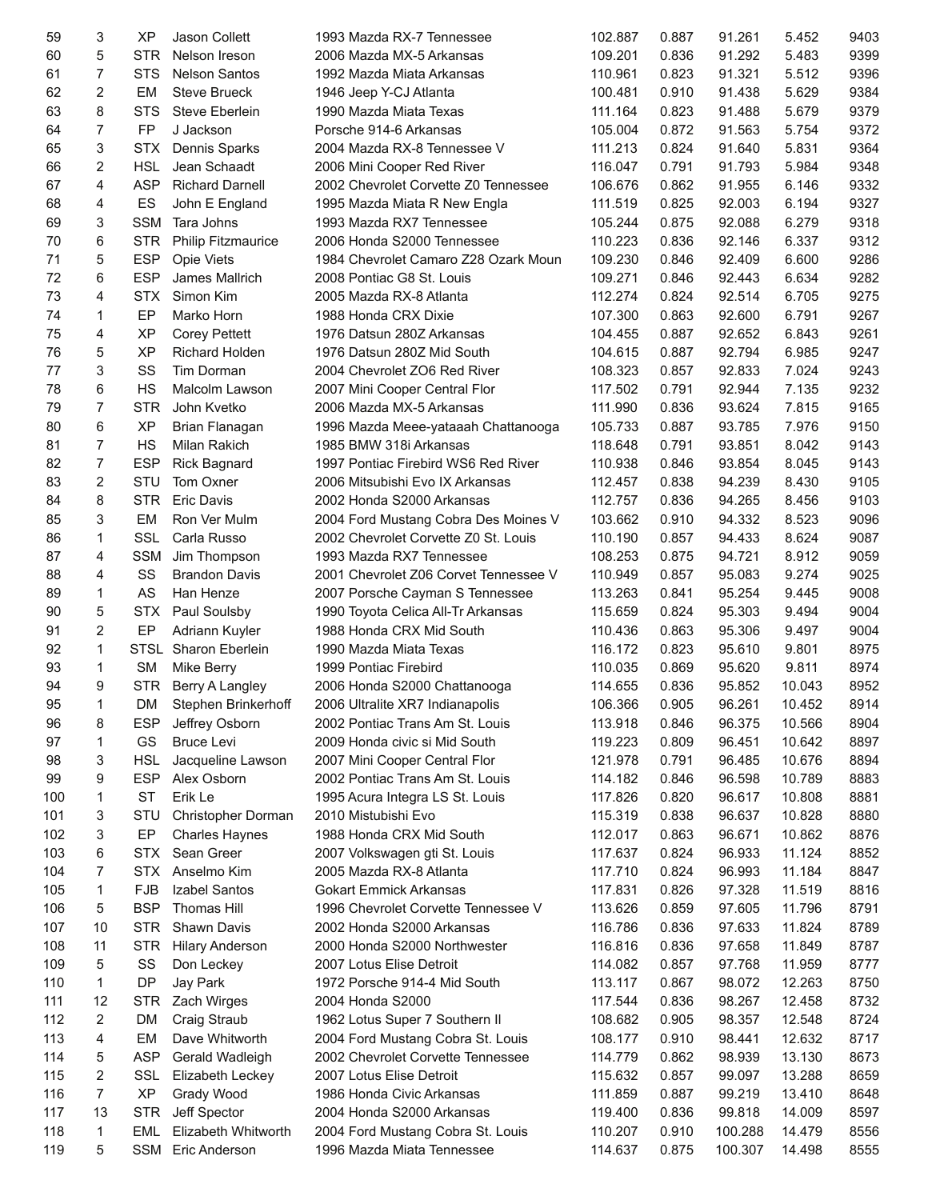| | | | | | | | | | |
|---|---|---|---|---|---|---|---|---|---|
| 59 | 3 | XP | Jason Collett | 1993 Mazda RX-7 Tennessee | 102.887 | 0.887 | 91.261 | 5.452 | 9403 |
| 60 | 5 | STR | Nelson Ireson | 2006 Mazda MX-5 Arkansas | 109.201 | 0.836 | 91.292 | 5.483 | 9399 |
| 61 | 7 | STS | Nelson Santos | 1992 Mazda Miata Arkansas | 110.961 | 0.823 | 91.321 | 5.512 | 9396 |
| 62 | 2 | EM | Steve Brueck | 1946 Jeep Y-CJ Atlanta | 100.481 | 0.910 | 91.438 | 5.629 | 9384 |
| 63 | 8 | STS | Steve Eberlein | 1990 Mazda Miata Texas | 111.164 | 0.823 | 91.488 | 5.679 | 9379 |
| 64 | 7 | FP | J Jackson | Porsche 914-6 Arkansas | 105.004 | 0.872 | 91.563 | 5.754 | 9372 |
| 65 | 3 | STX | Dennis Sparks | 2004 Mazda RX-8 Tennessee V | 111.213 | 0.824 | 91.640 | 5.831 | 9364 |
| 66 | 2 | HSL | Jean Schaadt | 2006 Mini Cooper Red River | 116.047 | 0.791 | 91.793 | 5.984 | 9348 |
| 67 | 4 | ASP | Richard Darnell | 2002 Chevrolet Corvette Z0 Tennessee | 106.676 | 0.862 | 91.955 | 6.146 | 9332 |
| 68 | 4 | ES | John E England | 1995 Mazda Miata R New Engla | 111.519 | 0.825 | 92.003 | 6.194 | 9327 |
| 69 | 3 | SSM | Tara Johns | 1993 Mazda RX7 Tennessee | 105.244 | 0.875 | 92.088 | 6.279 | 9318 |
| 70 | 6 | STR | Philip Fitzmaurice | 2006 Honda S2000 Tennessee | 110.223 | 0.836 | 92.146 | 6.337 | 9312 |
| 71 | 5 | ESP | Opie Viets | 1984 Chevrolet Camaro Z28 Ozark Moun | 109.230 | 0.846 | 92.409 | 6.600 | 9286 |
| 72 | 6 | ESP | James Mallrich | 2008 Pontiac G8 St. Louis | 109.271 | 0.846 | 92.443 | 6.634 | 9282 |
| 73 | 4 | STX | Simon Kim | 2005 Mazda RX-8 Atlanta | 112.274 | 0.824 | 92.514 | 6.705 | 9275 |
| 74 | 1 | EP | Marko Horn | 1988 Honda CRX Dixie | 107.300 | 0.863 | 92.600 | 6.791 | 9267 |
| 75 | 4 | XP | Corey Pettett | 1976 Datsun 280Z Arkansas | 104.455 | 0.887 | 92.652 | 6.843 | 9261 |
| 76 | 5 | XP | Richard Holden | 1976 Datsun 280Z Mid South | 104.615 | 0.887 | 92.794 | 6.985 | 9247 |
| 77 | 3 | SS | Tim Dorman | 2004 Chevrolet ZO6 Red River | 108.323 | 0.857 | 92.833 | 7.024 | 9243 |
| 78 | 6 | HS | Malcolm Lawson | 2007 Mini Cooper Central Flor | 117.502 | 0.791 | 92.944 | 7.135 | 9232 |
| 79 | 7 | STR | John Kvetko | 2006 Mazda MX-5 Arkansas | 111.990 | 0.836 | 93.624 | 7.815 | 9165 |
| 80 | 6 | XP | Brian Flanagan | 1996 Mazda Meee-yataaah Chattanooga | 105.733 | 0.887 | 93.785 | 7.976 | 9150 |
| 81 | 7 | HS | Milan Rakich | 1985 BMW 318i Arkansas | 118.648 | 0.791 | 93.851 | 8.042 | 9143 |
| 82 | 7 | ESP | Rick Bagnard | 1997 Pontiac Firebird WS6 Red River | 110.938 | 0.846 | 93.854 | 8.045 | 9143 |
| 83 | 2 | STU | Tom Oxner | 2006 Mitsubishi Evo IX Arkansas | 112.457 | 0.838 | 94.239 | 8.430 | 9105 |
| 84 | 8 | STR | Eric Davis | 2002 Honda S2000 Arkansas | 112.757 | 0.836 | 94.265 | 8.456 | 9103 |
| 85 | 3 | EM | Ron Ver Mulm | 2004 Ford Mustang Cobra Des Moines V | 103.662 | 0.910 | 94.332 | 8.523 | 9096 |
| 86 | 1 | SSL | Carla Russo | 2002 Chevrolet Corvette Z0 St. Louis | 110.190 | 0.857 | 94.433 | 8.624 | 9087 |
| 87 | 4 | SSM | Jim Thompson | 1993 Mazda RX7 Tennessee | 108.253 | 0.875 | 94.721 | 8.912 | 9059 |
| 88 | 4 | SS | Brandon Davis | 2001 Chevrolet Z06 Corvet Tennessee V | 110.949 | 0.857 | 95.083 | 9.274 | 9025 |
| 89 | 1 | AS | Han Henze | 2007 Porsche Cayman S Tennessee | 113.263 | 0.841 | 95.254 | 9.445 | 9008 |
| 90 | 5 | STX | Paul Soulsby | 1990 Toyota Celica All-Tr Arkansas | 115.659 | 0.824 | 95.303 | 9.494 | 9004 |
| 91 | 2 | EP | Adriann Kuyler | 1988 Honda CRX Mid South | 110.436 | 0.863 | 95.306 | 9.497 | 9004 |
| 92 | 1 | STSL | Sharon Eberlein | 1990 Mazda Miata Texas | 116.172 | 0.823 | 95.610 | 9.801 | 8975 |
| 93 | 1 | SM | Mike Berry | 1999 Pontiac Firebird | 110.035 | 0.869 | 95.620 | 9.811 | 8974 |
| 94 | 9 | STR | Berry A Langley | 2006 Honda S2000 Chattanooga | 114.655 | 0.836 | 95.852 | 10.043 | 8952 |
| 95 | 1 | DM | Stephen Brinkerhoff | 2006 Ultralite XR7 Indianapolis | 106.366 | 0.905 | 96.261 | 10.452 | 8914 |
| 96 | 8 | ESP | Jeffrey Osborn | 2002 Pontiac Trans Am St. Louis | 113.918 | 0.846 | 96.375 | 10.566 | 8904 |
| 97 | 1 | GS | Bruce Levi | 2009 Honda civic si Mid South | 119.223 | 0.809 | 96.451 | 10.642 | 8897 |
| 98 | 3 | HSL | Jacqueline Lawson | 2007 Mini Cooper Central Flor | 121.978 | 0.791 | 96.485 | 10.676 | 8894 |
| 99 | 9 | ESP | Alex Osborn | 2002 Pontiac Trans Am St. Louis | 114.182 | 0.846 | 96.598 | 10.789 | 8883 |
| 100 | 1 | ST | Erik Le | 1995 Acura Integra LS St. Louis | 117.826 | 0.820 | 96.617 | 10.808 | 8881 |
| 101 | 3 | STU | Christopher Dorman | 2010 Mistubishi Evo | 115.319 | 0.838 | 96.637 | 10.828 | 8880 |
| 102 | 3 | EP | Charles Haynes | 1988 Honda CRX Mid South | 112.017 | 0.863 | 96.671 | 10.862 | 8876 |
| 103 | 6 | STX | Sean Greer | 2007 Volkswagen gti St. Louis | 117.637 | 0.824 | 96.933 | 11.124 | 8852 |
| 104 | 7 | STX | Anselmo Kim | 2005 Mazda RX-8 Atlanta | 117.710 | 0.824 | 96.993 | 11.184 | 8847 |
| 105 | 1 | FJB | Izabel Santos | Gokart Emmick Arkansas | 117.831 | 0.826 | 97.328 | 11.519 | 8816 |
| 106 | 5 | BSP | Thomas Hill | 1996 Chevrolet Corvette Tennessee V | 113.626 | 0.859 | 97.605 | 11.796 | 8791 |
| 107 | 10 | STR | Shawn Davis | 2002 Honda S2000 Arkansas | 116.786 | 0.836 | 97.633 | 11.824 | 8789 |
| 108 | 11 | STR | Hilary Anderson | 2000 Honda S2000 Northwester | 116.816 | 0.836 | 97.658 | 11.849 | 8787 |
| 109 | 5 | SS | Don Leckey | 2007 Lotus Elise Detroit | 114.082 | 0.857 | 97.768 | 11.959 | 8777 |
| 110 | 1 | DP | Jay Park | 1972 Porsche 914-4 Mid South | 113.117 | 0.867 | 98.072 | 12.263 | 8750 |
| 111 | 12 | STR | Zach Wirges | 2004 Honda S2000 | 117.544 | 0.836 | 98.267 | 12.458 | 8732 |
| 112 | 2 | DM | Craig Straub | 1962 Lotus Super 7 Southern Il | 108.682 | 0.905 | 98.357 | 12.548 | 8724 |
| 113 | 4 | EM | Dave Whitworth | 2004 Ford Mustang Cobra St. Louis | 108.177 | 0.910 | 98.441 | 12.632 | 8717 |
| 114 | 5 | ASP | Gerald Wadleigh | 2002 Chevrolet Corvette Tennessee | 114.779 | 0.862 | 98.939 | 13.130 | 8673 |
| 115 | 2 | SSL | Elizabeth Leckey | 2007 Lotus Elise Detroit | 115.632 | 0.857 | 99.097 | 13.288 | 8659 |
| 116 | 7 | XP | Grady Wood | 1986 Honda Civic Arkansas | 111.859 | 0.887 | 99.219 | 13.410 | 8648 |
| 117 | 13 | STR | Jeff Spector | 2004 Honda S2000 Arkansas | 119.400 | 0.836 | 99.818 | 14.009 | 8597 |
| 118 | 1 | EML | Elizabeth Whitworth | 2004 Ford Mustang Cobra St. Louis | 110.207 | 0.910 | 100.288 | 14.479 | 8556 |
| 119 | 5 | SSM | Eric Anderson | 1996 Mazda Miata Tennessee | 114.637 | 0.875 | 100.307 | 14.498 | 8555 |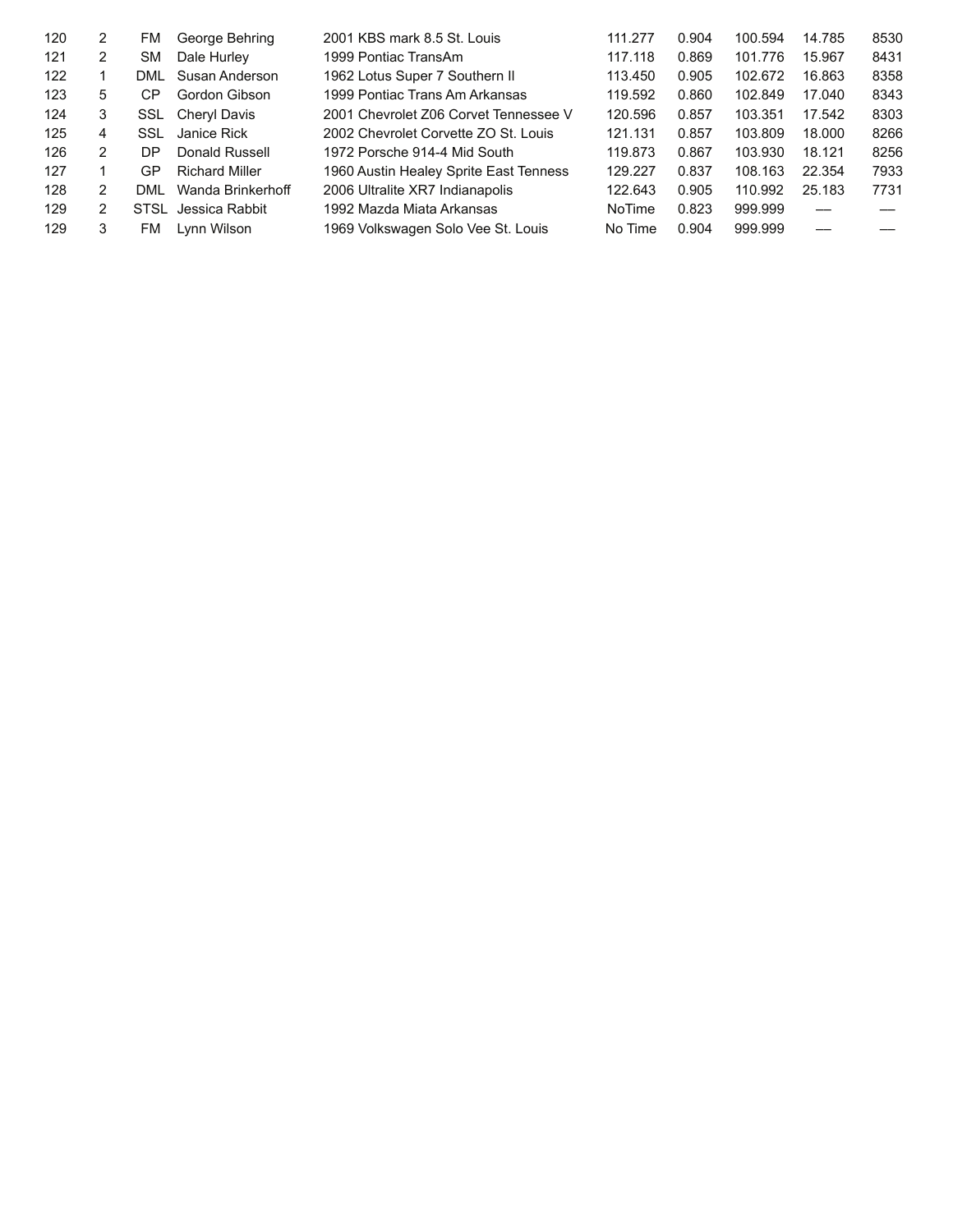| | | | | | | | | | |
|---|---|---|---|---|---|---|---|---|---|
| 120 | 2 | FM | George Behring | 2001 KBS mark 8.5 St. Louis | 111.277 | 0.904 | 100.594 | 14.785 | 8530 |
| 121 | 2 | SM | Dale Hurley | 1999 Pontiac TransAm | 117.118 | 0.869 | 101.776 | 15.967 | 8431 |
| 122 | 1 | DML | Susan Anderson | 1962 Lotus Super 7 Southern Il | 113.450 | 0.905 | 102.672 | 16.863 | 8358 |
| 123 | 5 | CP | Gordon Gibson | 1999 Pontiac Trans Am Arkansas | 119.592 | 0.860 | 102.849 | 17.040 | 8343 |
| 124 | 3 | SSL | Cheryl Davis | 2001 Chevrolet Z06 Corvet Tennessee V | 120.596 | 0.857 | 103.351 | 17.542 | 8303 |
| 125 | 4 | SSL | Janice Rick | 2002 Chevrolet Corvette ZO St. Louis | 121.131 | 0.857 | 103.809 | 18.000 | 8266 |
| 126 | 2 | DP | Donald Russell | 1972 Porsche 914-4 Mid South | 119.873 | 0.867 | 103.930 | 18.121 | 8256 |
| 127 | 1 | GP | Richard Miller | 1960 Austin Healey Sprite East Tenness | 129.227 | 0.837 | 108.163 | 22.354 | 7933 |
| 128 | 2 | DML | Wanda Brinkerhoff | 2006 Ultralite XR7 Indianapolis | 122.643 | 0.905 | 110.992 | 25.183 | 7731 |
| 129 | 2 | STSL | Jessica Rabbit | 1992 Mazda Miata Arkansas | NoTime | 0.823 | 999.999 | — | — |
| 129 | 3 | FM | Lynn Wilson | 1969 Volkswagen Solo Vee St. Louis | No Time | 0.904 | 999.999 | — | — |